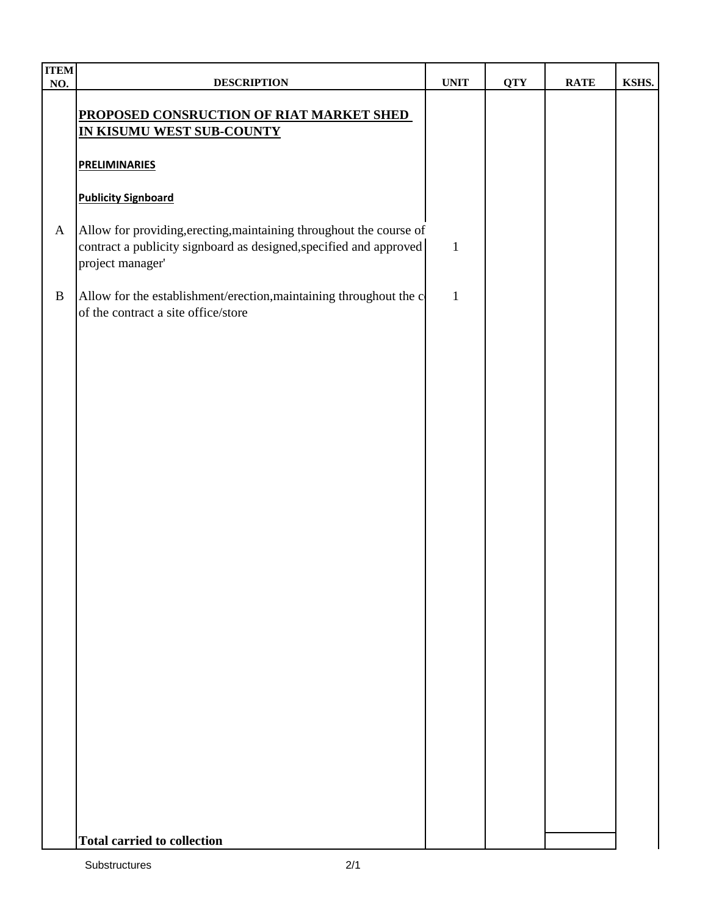| ITEM NO. | DESCRIPTION | UNIT | QTY | RATE | KSHS. |
|---|---|---|---|---|---|
| | **PROPOSED CONSRUCTION OF RIAT MARKET SHED IN KISUMU WEST SUB-COUNTY** | | | | |
| | **PRELIMINARIES** | | | | |
| | **Publicity Signboard** | | | | |
| A | Allow for providing,erecting,maintaining throughout the course of contract a publicity signboard as designed,specified and approved project manager' | 1 | | | |
| B | Allow for the establishment/erection,maintaining throughout the c of the contract a site office/store | 1 | | | |
| | **Total carried to collection** | | | | |

Substructures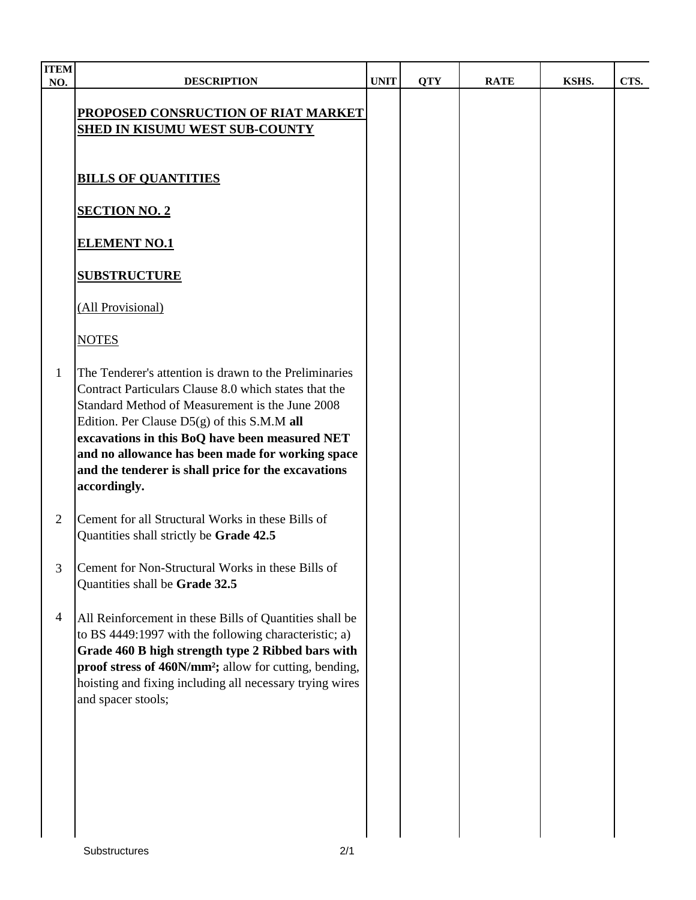| ITEM NO. | DESCRIPTION | UNIT | QTY | RATE | KSHS. | CTS. |
|---|---|---|---|---|---|---|
| | **PROPOSED CONSRUCTION OF RIAT MARKET SHED IN KISUMU WEST SUB-COUNTY** | | | | | |
| | **BILLS OF QUANTITIES** | | | | | |
| | **SECTION NO. 2** | | | | | |
| | **ELEMENT NO.1** | | | | | |
| | **SUBSTRUCTURE** | | | | | |
| | (All Provisional) | | | | | |
| | NOTES | | | | | |
| 1 | The Tenderer's attention is drawn to the Preliminaries Contract Particulars Clause 8.0 which states that the Standard Method of Measurement is the June 2008 Edition. Per Clause D5(g) of this S.M.M **all excavations in this BoQ have been measured NET and no allowance has been made for working space and the tenderer is shall price for the excavations accordingly.** | | | | | |
| 2 | Cement for all Structural Works in these Bills of Quantities shall strictly be **Grade 42.5** | | | | | |
| 3 | Cement for Non-Structural Works in these Bills of Quantities shall be **Grade 32.5** | | | | | |
| 4 | All Reinforcement in these Bills of Quantities shall be to BS 4449:1997 with the following characteristic; a) **Grade 460 B high strength type 2 Ribbed bars with proof stress of 460N/mm²;** allow for cutting, bending, hoisting and fixing including all necessary trying wires and spacer stools; | | | | | |

Substructures 2/1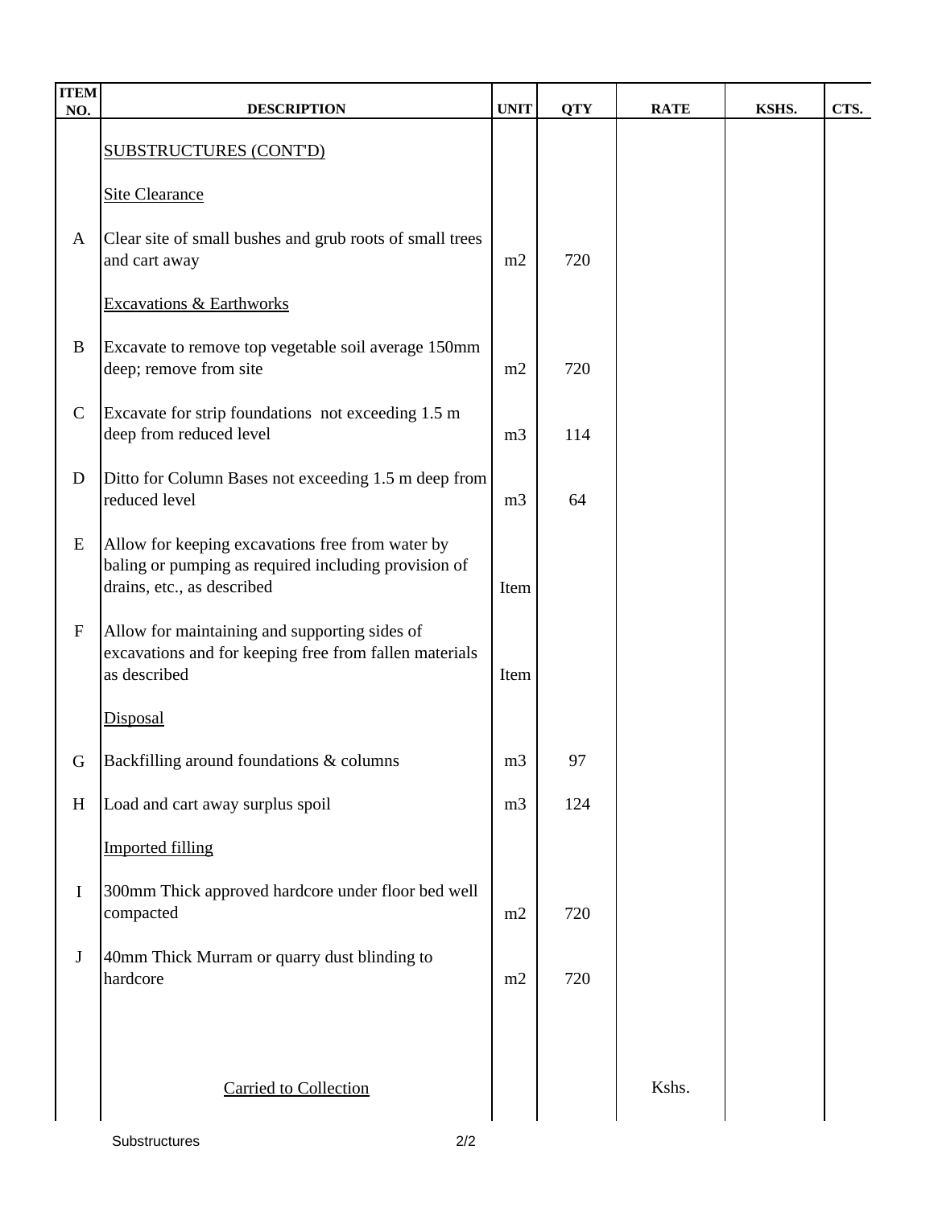| ITEM NO. | DESCRIPTION | UNIT | QTY | RATE | KSHS. | CTS. |
|---|---|---|---|---|---|---|
| | SUBSTRUCTURES (CONT'D) | | | | | |
| | Site Clearance | | | | | |
| A | Clear site of small bushes and grub roots of small trees and cart away | m2 | 720 | | | |
| | Excavations & Earthworks | | | | | |
| B | Excavate to remove top vegetable soil average 150mm deep; remove from site | m2 | 720 | | | |
| C | Excavate for strip foundations not exceeding 1.5 m deep from reduced level | m3 | 114 | | | |
| D | Ditto for Column Bases not exceeding 1.5 m deep from reduced level | m3 | 64 | | | |
| E | Allow for keeping excavations free from water by baling or pumping as required including provision of drains, etc., as described | Item | | | | |
| F | Allow for maintaining and supporting sides of excavations and for keeping free from fallen materials as described | Item | | | | |
| | Disposal | | | | | |
| G | Backfilling around foundations & columns | m3 | 97 | | | |
| H | Load and cart away surplus spoil | m3 | 124 | | | |
| | Imported filling | | | | | |
| I | 300mm Thick approved hardcore under floor bed well compacted | m2 | 720 | | | |
| J | 40mm Thick Murram or quarry dust blinding to hardcore | m2 | 720 | | | |
| | Carried to Collection | | | Kshs. | | |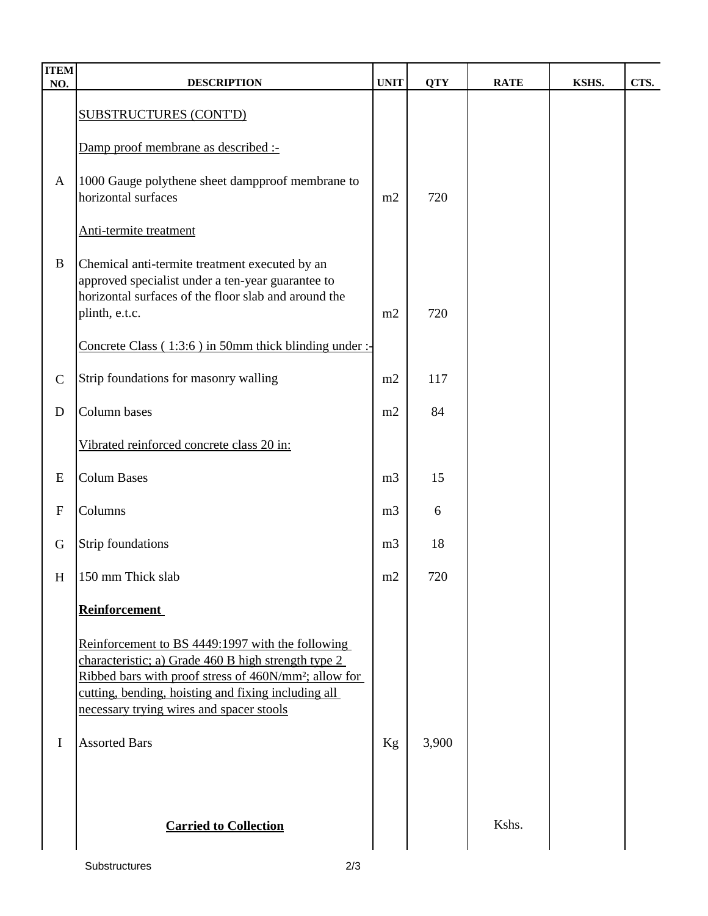| ITEM NO. | DESCRIPTION | UNIT | QTY | RATE | KSHS. | CTS. |
|---|---|---|---|---|---|---|
| | SUBSTRUCTURES (CONT'D) | | | | | |
| | Damp proof membrane as described :- | | | | | |
| A | 1000 Gauge polythene sheet dampproof membrane to horizontal surfaces | m2 | 720 | | | |
| | Anti-termite treatment | | | | | |
| B | Chemical anti-termite treatment executed by an approved specialist under a ten-year guarantee to horizontal surfaces of the floor slab and around the plinth, e.t.c. | m2 | 720 | | | |
| | Concrete Class ( 1:3:6 ) in 50mm thick blinding under :- | | | | | |
| C | Strip foundations for masonry walling | m2 | 117 | | | |
| D | Column bases | m2 | 84 | | | |
| | Vibrated reinforced concrete class 20 in: | | | | | |
| E | Colum Bases | m3 | 15 | | | |
| F | Columns | m3 | 6 | | | |
| G | Strip foundations | m3 | 18 | | | |
| H | 150 mm Thick slab | m2 | 720 | | | |
| | **Reinforcement** | | | | | |
| | Reinforcement to BS 4449:1997 with the following characteristic; a) Grade 460 B high strength type 2 Ribbed bars with proof stress of 460N/mm²; allow for cutting, bending, hoisting and fixing including all necessary trying wires and spacer stools | | | | | |
| I | Assorted Bars | Kg | 3,900 | | | |
| | **Carried to Collection** | | | Kshs. | | |

Substructures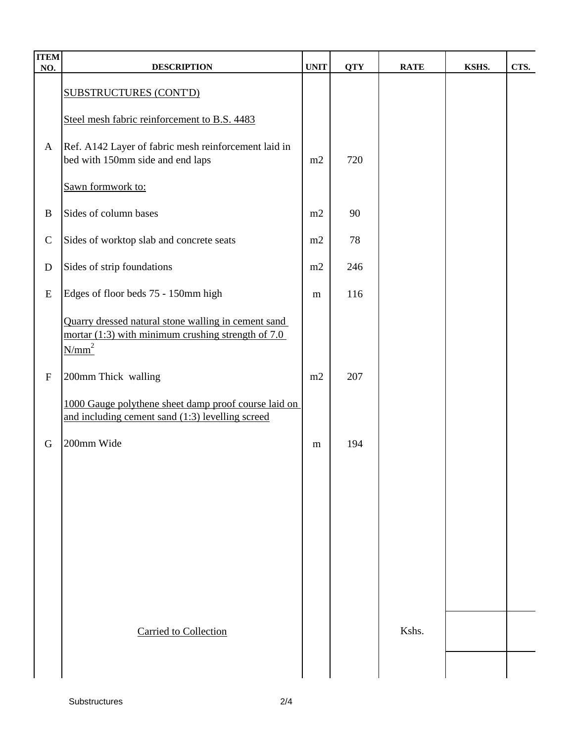| ITEM NO. | DESCRIPTION | UNIT | QTY | RATE | KSHS. | CTS. |
|---|---|---|---|---|---|---|
| | SUBSTRUCTURES (CONT'D) | | | | | |
| | Steel mesh fabric reinforcement to B.S. 4483 | | | | | |
| A | Ref. A142 Layer of fabric mesh reinforcement laid in bed with 150mm side and end laps | m2 | 720 | | | |
| | Sawn formwork to: | | | | | |
| B | Sides of column bases | m2 | 90 | | | |
| C | Sides of worktop slab and concrete seats | m2 | 78 | | | |
| D | Sides of strip foundations | m2 | 246 | | | |
| E | Edges of floor beds 75 - 150mm high | m | 116 | | | |
| | Quarry dressed natural stone walling in cement sand mortar (1:3) with minimum crushing strength of 7.0 $N/mm^2$ | | | | | |
| F | 200mm Thick walling | m2 | 207 | | | |
| | 1000 Gauge polythene sheet damp proof course laid on and including cement sand (1:3) levelling screed | | | | | |
| G | 200mm Wide | m | 194 | | | |
| | Carried to Collection | | | Kshs. | | |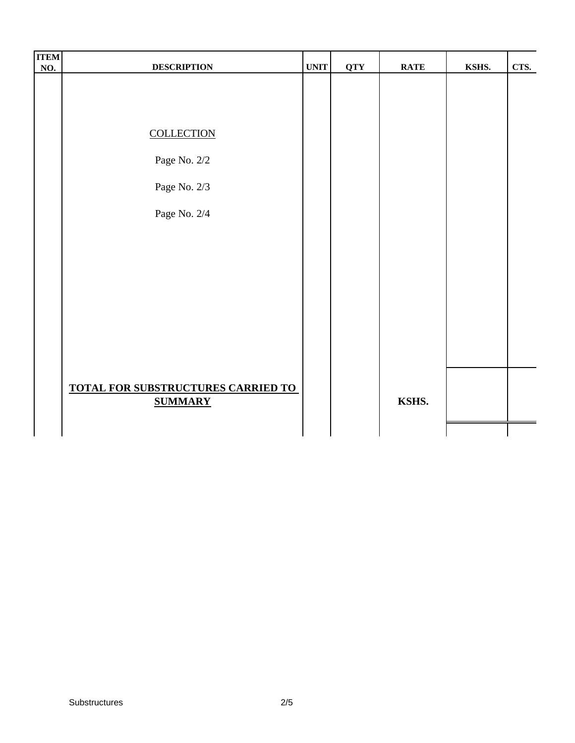| ITEM NO. | DESCRIPTION | UNIT | QTY | RATE | KSHS. | CTS. |
|---|---|---|---|---|---|---|
| | COLLECTION | | | | | |
| | Page No. 2/2 | | | | | |
| | Page No. 2/3 | | | | | |
| | Page No. 2/4 | | | | | |
| | **TOTAL FOR SUBSTRUCTURES CARRIED TO SUMMARY** | | | **KSHS.** | | |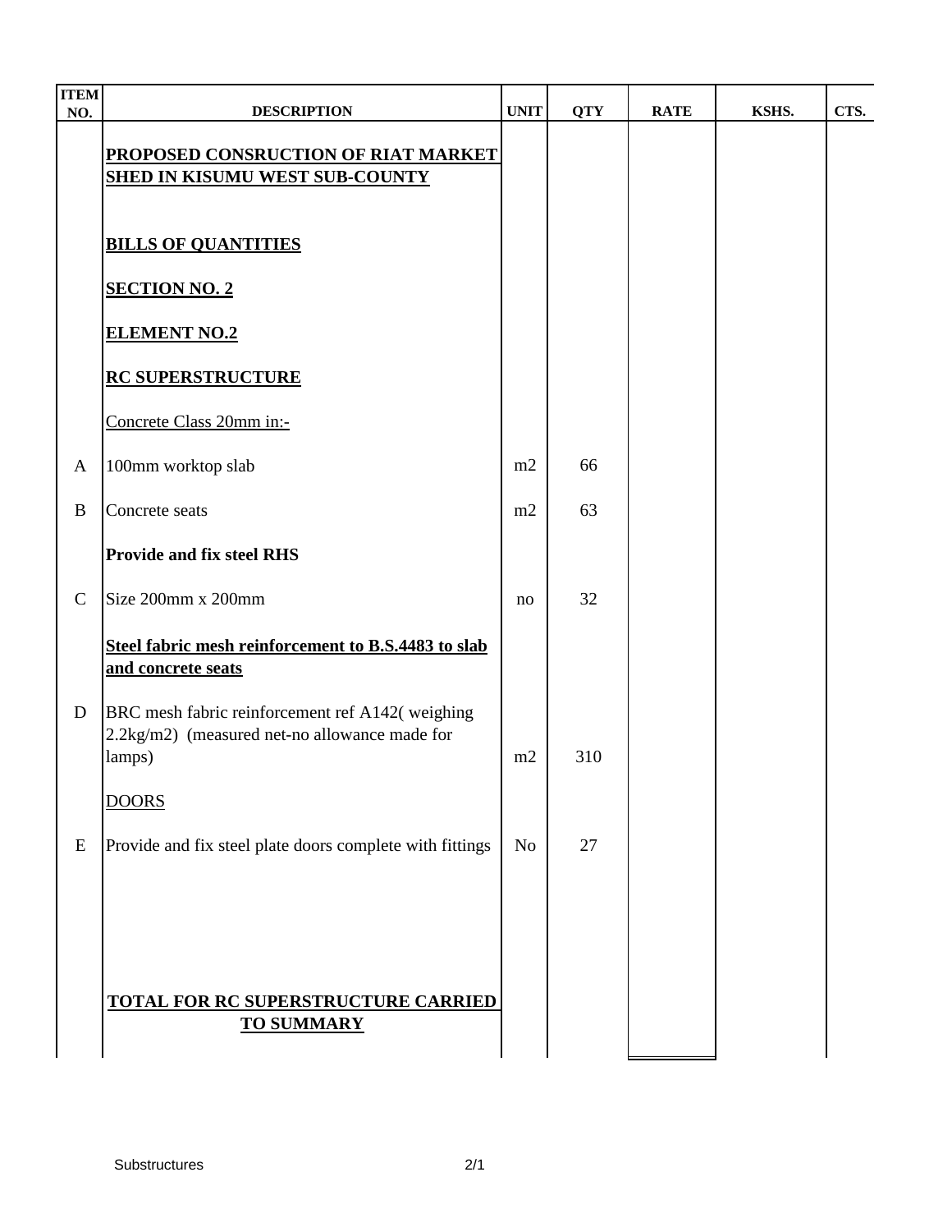| ITEM NO. | DESCRIPTION | UNIT | QTY | RATE | KSHS. | CTS. |
|---|---|---|---|---|---|---|
| | **PROPOSED CONSRUCTION OF RIAT MARKET SHED IN KISUMU WEST SUB-COUNTY** | | | | | |
| | **BILLS OF QUANTITIES** | | | | | |
| | **SECTION NO. 2** | | | | | |
| | **ELEMENT NO.2** | | | | | |
| | **RC SUPERSTRUCTURE** | | | | | |
| | Concrete Class 20mm in:- | | | | | |
| A | 100mm worktop slab | m2 | 66 | | | |
| B | Concrete seats | m2 | 63 | | | |
| | **Provide and fix steel RHS** | | | | | |
| C | Size 200mm x 200mm | no | 32 | | | |
| | **Steel fabric mesh reinforcement to B.S.4483 to slab and concrete seats** | | | | | |
| D | BRC mesh fabric reinforcement ref A142( weighing 2.2kg/m2) (measured net-no allowance made for lamps) | m2 | 310 | | | |
| | DOORS | | | | | |
| E | Provide and fix steel plate doors complete with fittings | No | 27 | | | |
| | **TOTAL FOR RC SUPERSTRUCTURE CARRIED TO SUMMARY** | | | | | |

Substructures 2/1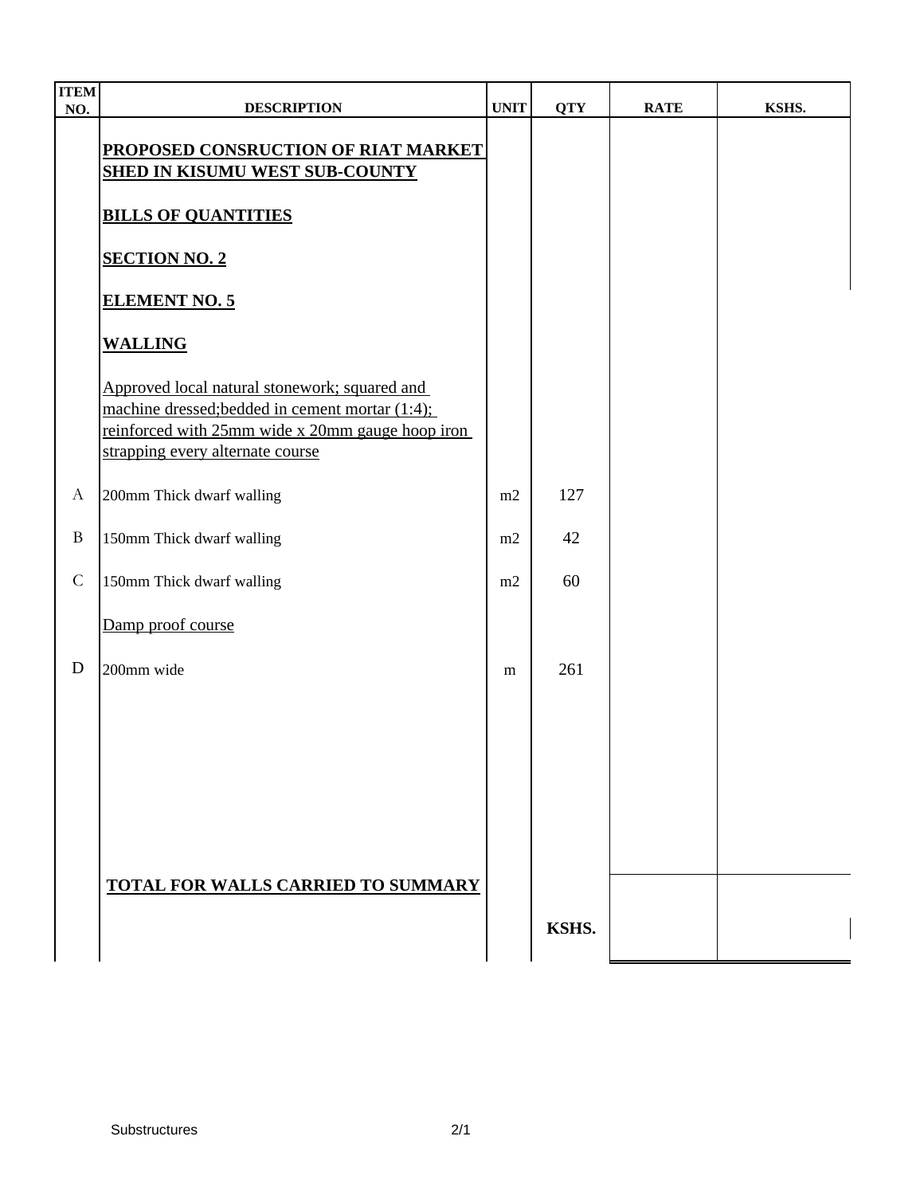| ITEM NO. | DESCRIPTION | UNIT | QTY | RATE | KSHS. |
|---|---|---|---|---|---|
| | **PROPOSED CONSRUCTION OF RIAT MARKET SHED IN KISUMU WEST SUB-COUNTY** | | | | |
| | **BILLS OF QUANTITIES** | | | | |
| | **SECTION NO. 2** | | | | |
| | **ELEMENT NO. 5** | | | | |
| | **WALLING** | | | | |
| | Approved local natural stonework; squared and machine dressed;bedded in cement mortar (1:4); reinforced with 25mm wide x 20mm gauge hoop iron strapping every alternate course | | | | |
| A | 200mm Thick dwarf walling | m2 | 127 | | |
| B | 150mm Thick dwarf walling | m2 | 42 | | |
| C | 150mm Thick dwarf walling | m2 | 60 | | |
| | Damp proof course | | | | |
| D | 200mm wide | m | 261 | | |
| | **TOTAL FOR WALLS CARRIED TO SUMMARY** | | | | |
| | | | **KSHS.** | | |

Substructures 2/1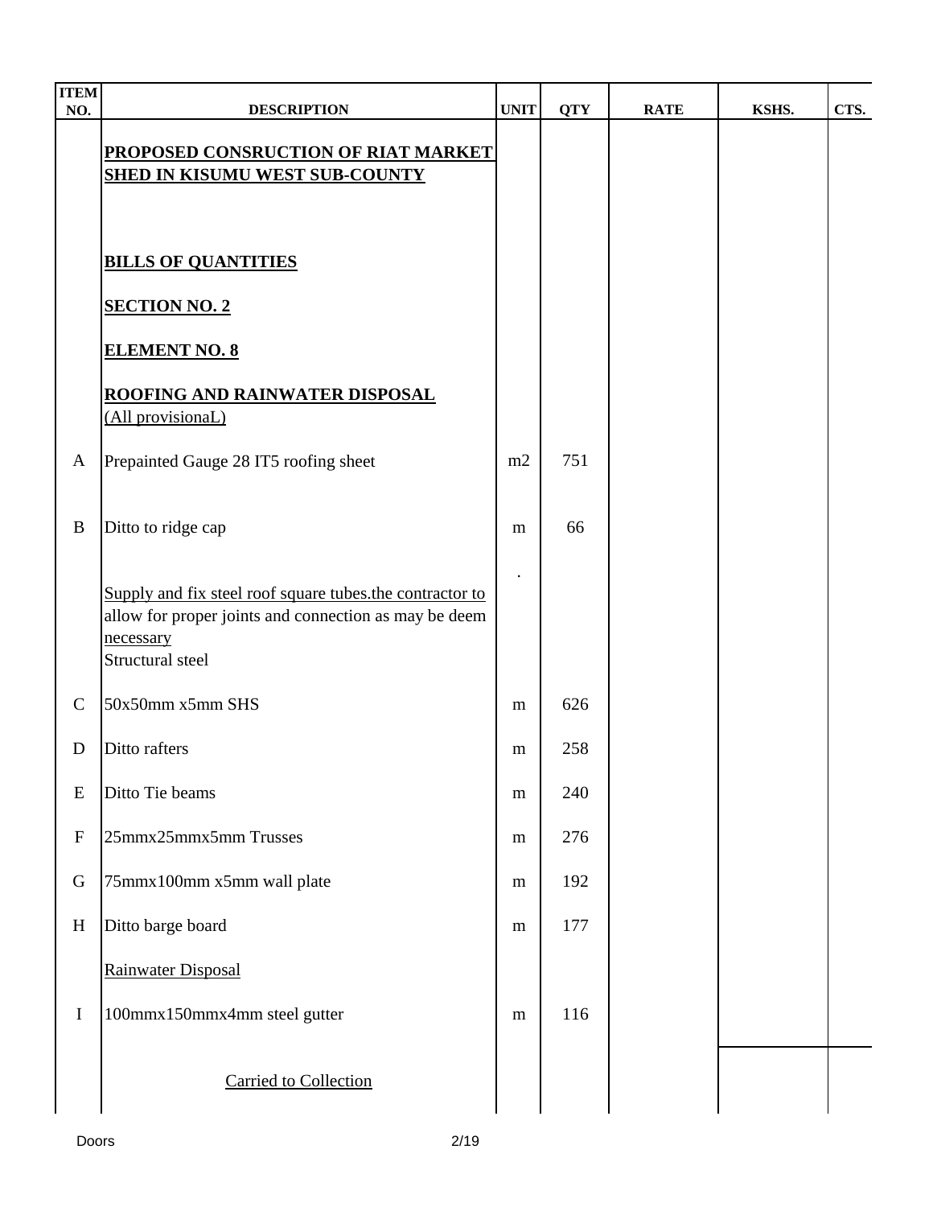| ITEM NO. | DESCRIPTION | UNIT | QTY | RATE | KSHS. | CTS. |
|---|---|---|---|---|---|---|
| | **PROPOSED CONSRUCTION OF RIAT MARKET SHED IN KISUMU WEST SUB-COUNTY** | | | | | |
| | **BILLS OF QUANTITIES** | | | | | |
| | **SECTION NO. 2** | | | | | |
| | **ELEMENT NO. 8** | | | | | |
| | **ROOFING AND RAINWATER DISPOSAL** (All provisionaL) | | | | | |
| A | Prepainted Gauge 28 IT5 roofing sheet | m2 | 751 | | | |
| B | Ditto to ridge cap | m | 66 | | | |
| | Supply and fix steel roof square tubes.the contractor to allow for proper joints and connection as may be deem necessary<br>Structural steel | . | | | | |
| C | 50x50mm x5mm SHS | m | 626 | | | |
| D | Ditto rafters | m | 258 | | | |
| E | Ditto Tie beams | m | 240 | | | |
| F | 25mmx25mmx5mm Trusses | m | 276 | | | |
| G | 75mmx100mm x5mm wall plate | m | 192 | | | |
| H | Ditto barge board | m | 177 | | | |
| | Rainwater Disposal | | | | | |
| I | 100mmx150mmx4mm steel gutter | m | 116 | | | |
| | Carried to Collection | | | | | |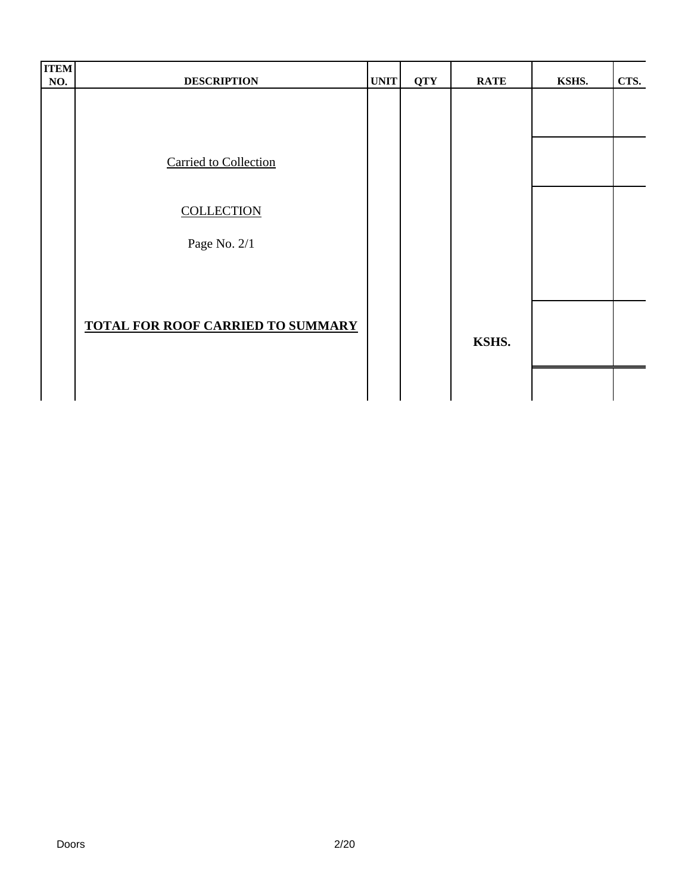| ITEM NO. | DESCRIPTION | UNIT | QTY | RATE | KSHS. | CTS. |
|---|---|---|---|---|---|---|
| | Carried to Collection | | | | | |
| | COLLECTION | | | | | |
| | Page No. 2/1 | | | | | |
| | **TOTAL FOR ROOF CARRIED TO SUMMARY** | | | **KSHS.** | | |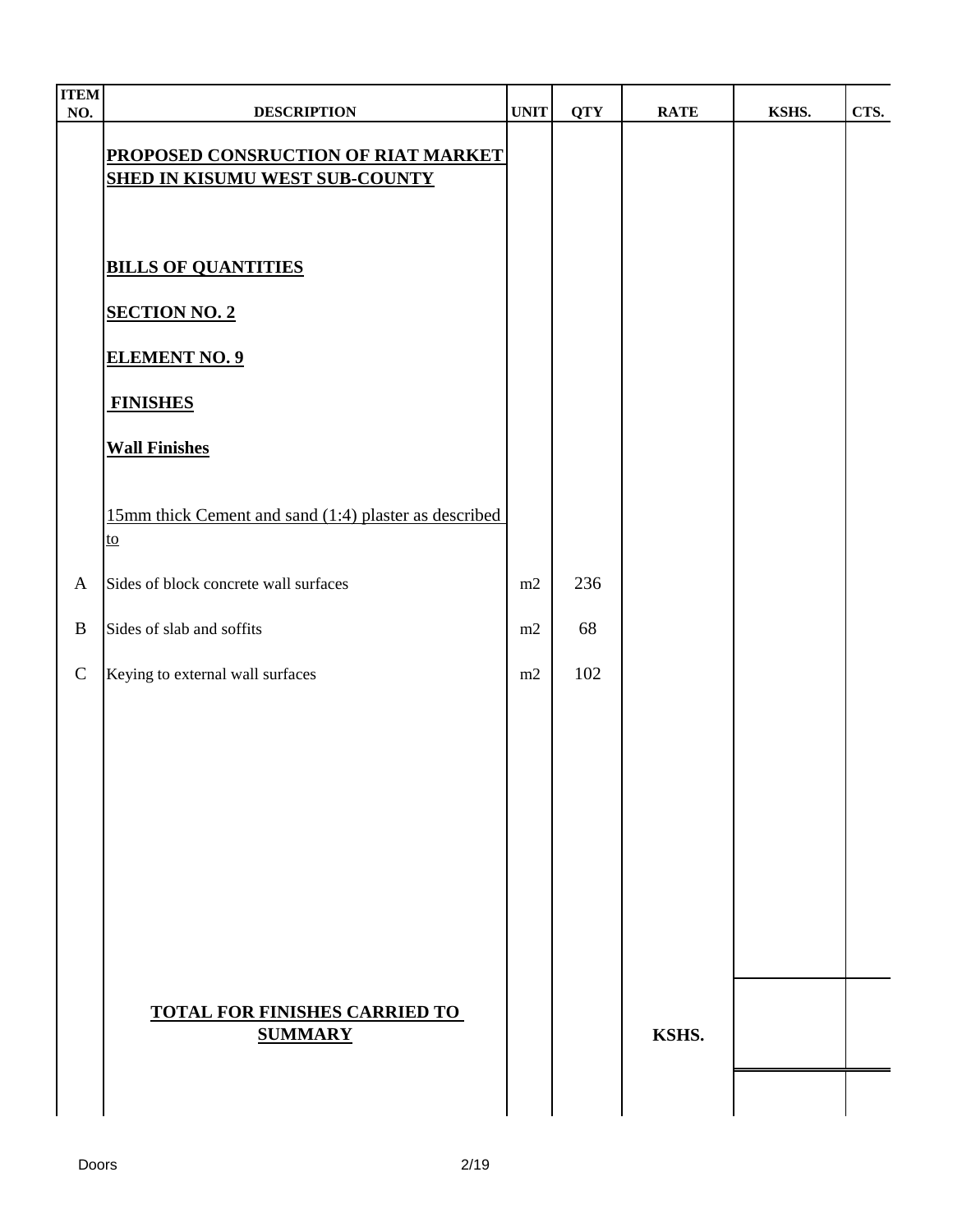| ITEM NO. | DESCRIPTION | UNIT | QTY | RATE | KSHS. | CTS. |
|---|---|---|---|---|---|---|
| | **PROPOSED CONSRUCTION OF RIAT MARKET SHED IN KISUMU WEST SUB-COUNTY** | | | | | |
| | **BILLS OF QUANTITIES** | | | | | |
| | **SECTION NO. 2** | | | | | |
| | **ELEMENT NO. 9** | | | | | |
| | **FINISHES** | | | | | |
| | **Wall Finishes** | | | | | |
| | 15mm thick Cement and sand (1:4) plaster as described to | | | | | |
| A | Sides of block concrete wall surfaces | m2 | 236 | | | |
| B | Sides of slab and soffits | m2 | 68 | | | |
| C | Keying to external wall surfaces | m2 | 102 | | | |
| | **TOTAL FOR FINISHES CARRIED TO SUMMARY** | | | **KSHS.** | | |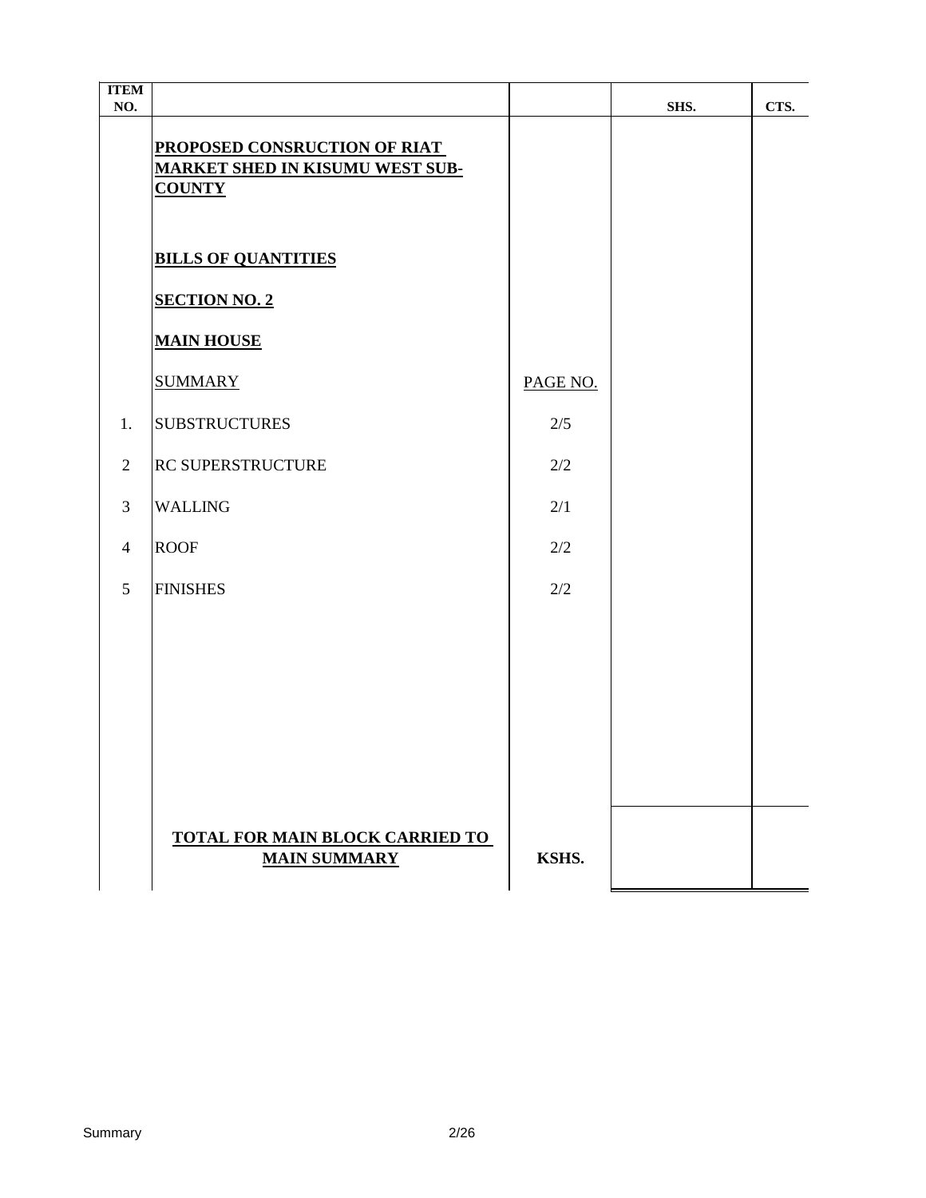| ITEM NO. | | | SHS. | CTS. |
|---|---|---|---|---|
| | **PROPOSED CONSRUCTION OF RIAT MARKET SHED IN KISUMU WEST SUB-COUNTY** | | | |
| | **BILLS OF QUANTITIES** | | | |
| | **SECTION NO. 2** | | | |
| | **MAIN HOUSE** | | | |
| | SUMMARY | PAGE NO. | | |
| 1. | SUBSTRUCTURES | 2/5 | | |
| 2 | RC SUPERSTRUCTURE | 2/2 | | |
| 3 | WALLING | 2/1 | | |
| 4 | ROOF | 2/2 | | |
| 5 | FINISHES | 2/2 | | |
| | **TOTAL FOR MAIN BLOCK CARRIED TO MAIN SUMMARY** | **KSHS.** | | |

Summary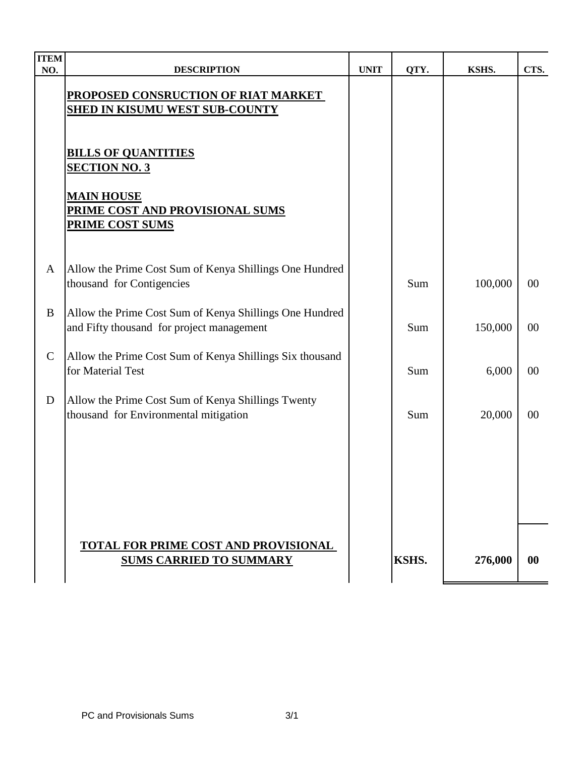| ITEM NO. | DESCRIPTION | UNIT | QTY. | KSHS. | CTS. |
|---|---|---|---|---|---|
| | **PROPOSED CONSRUCTION OF RIAT MARKET SHED IN KISUMU WEST SUB-COUNTY** | | | | |
| | **BILLS OF QUANTITIES** | | | | |
| | **SECTION NO. 3** | | | | |
| | **MAIN HOUSE** | | | | |
| | **PRIME COST AND PROVISIONAL SUMS** | | | | |
| | **PRIME COST SUMS** | | | | |
| A | Allow the Prime Cost Sum of Kenya Shillings One Hundred thousand for Contigencies | | Sum | 100,000 | 00 |
| B | Allow the Prime Cost Sum of Kenya Shillings One Hundred and Fifty thousand for project management | | Sum | 150,000 | 00 |
| C | Allow the Prime Cost Sum of Kenya Shillings Six thousand for Material Test | | Sum | 6,000 | 00 |
| D | Allow the Prime Cost Sum of Kenya Shillings Twenty thousand for Environmental mitigation | | Sum | 20,000 | 00 |
| | **TOTAL FOR PRIME COST AND PROVISIONAL SUMS CARRIED TO SUMMARY** | | **KSHS.** | **276,000** | **00** |

PC and Provisionals Sums 3/1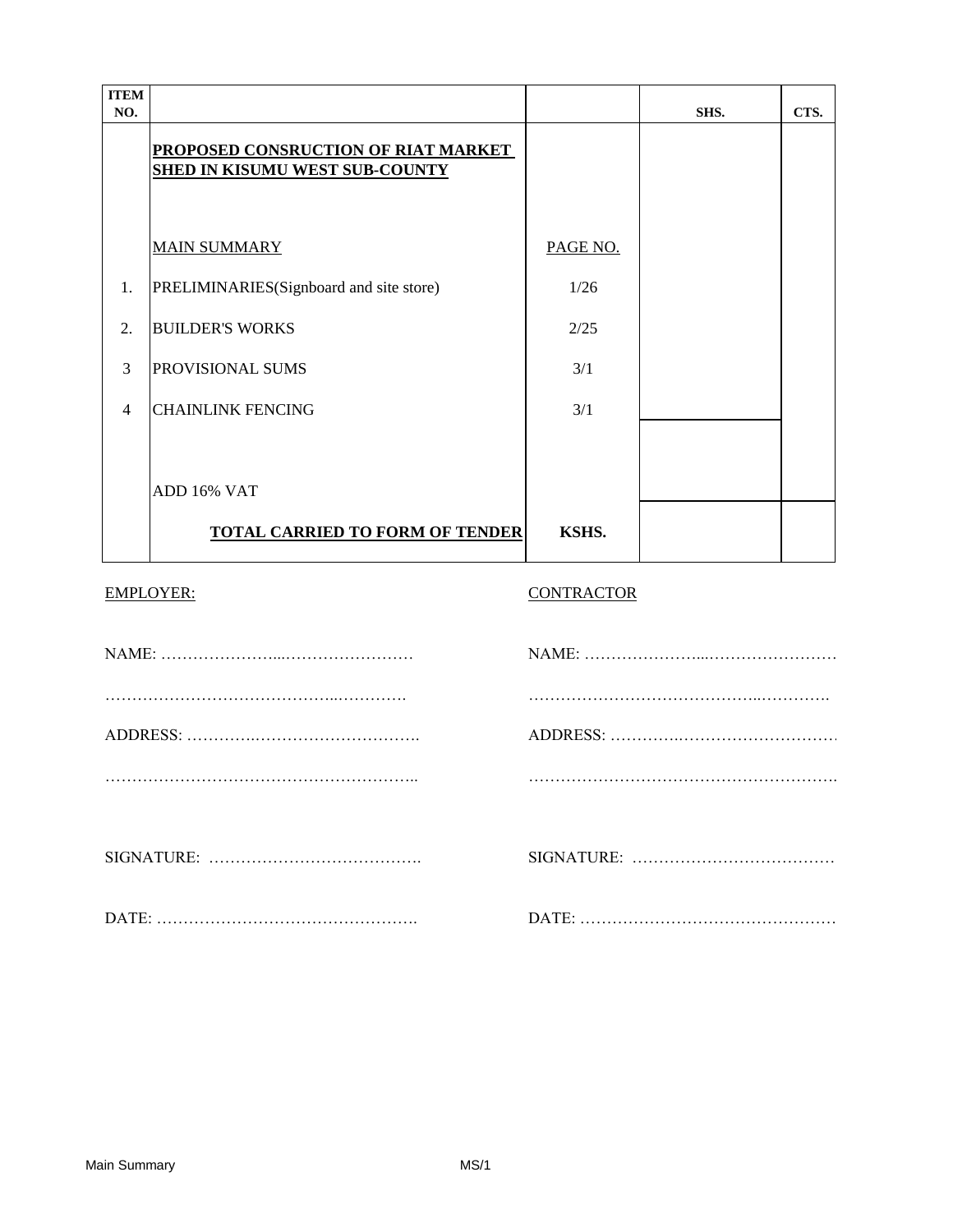| ITEM NO. | | | SHS. | CTS. |
|---|---|---|---|---|
| | **PROPOSED CONSRUCTION OF RIAT MARKET SHED IN KISUMU WEST SUB-COUNTY** | | | |
| | MAIN SUMMARY | PAGE NO. | | |
| 1. | PRELIMINARIES(Signboard and site store) | 1/26 | | |
| 2. | BUILDER'S WORKS | 2/25 | | |
| 3 | PROVISIONAL SUMS | 3/1 | | |
| 4 | CHAINLINK FENCING | 3/1 | | |
| | ADD 16% VAT | | | |
| | **TOTAL CARRIED TO FORM OF TENDER** | **KSHS.** | | |

EMPLOYER:

NAME: …………………...……………………

…………………………………...………….

ADDRESS: ………….………………………….

…………………………………………………..

SIGNATURE: ………………………………….

DATE: ………………………………………….

CONTRACTOR

NAME: …………………...……………………

…………………………………...………….

ADDRESS: ………….…………………………

………………………………………………….

SIGNATURE: …………………………………

DATE: …………………………………………

Main Summary MS/1